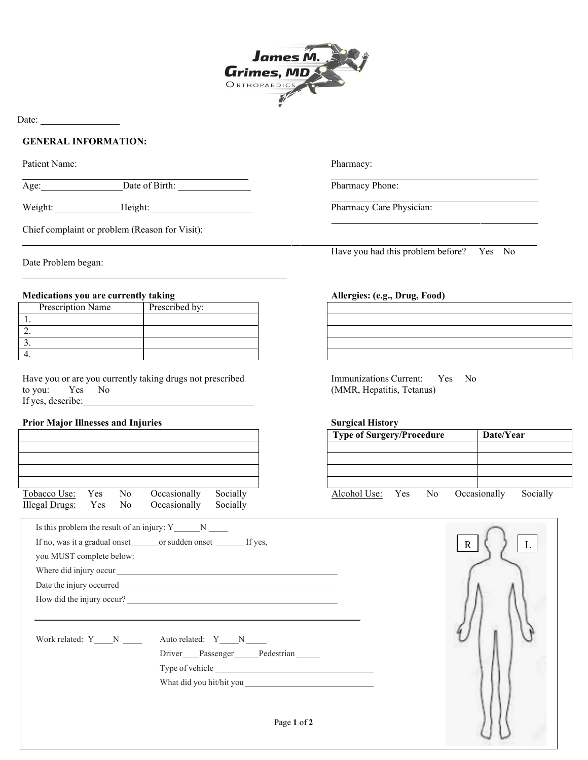James M. Grimes, MD
Orthopaedics

Date: ________________

**GENERAL INFORMATION:**

Patient Name: ________________________________________

Age: ________________ Date of Birth: ________________

Weight: ______________ Height: ______________________

Pharmacy: ________________________________________

Pharmacy Phone: ________________________________________

Pharmacy Care Physician: ________________________________________

Chief complaint or problem (Reason for Visit): ________________________________________

Have you had this problem before? Yes No

Date Problem began: ________________________________________

**Medications you are currently taking**

| Prescription Name | Prescribed by: |
|---|---|
| 1. | |
| 2. | |
| 3. | |
| 4. | |

**Allergies: (e.g., Drug, Food)**

| |
|---|
| |
| |
| |
| |

Have you or are you currently taking drugs not prescribed to you: Yes No
If yes, describe: ________________________________________

Immunizations Current: Yes No
(MMR, Hepatitis, Tetanus)

**Prior Major Illnesses and Injuries**

| |
|---|
| |
| |
| |
| |

**Surgical History**

| Type of Surgery/Procedure | Date/Year |
|---|---|
| | |
| | |
| | |
| | |

Tobacco Use: Yes No Occasionally Socially
Illegal Drugs: Yes No Occasionally Socially
Alcohol Use: Yes No Occasionally Socially

Is this problem the result of an injury: Y______ N ______

If no, was it a gradual onset______ or sudden onset ______ If yes, you MUST complete below:

Where did injury occur ________________________________________

Date the injury occurred ________________________________________

How did the injury occur? ________________________________________

________________________________________

Work related: Y____ N ____

Auto related: Y____ N ____

Driver____ Passenger______ Pedestrian ______

Type of vehicle ________________________________________

What did you hit/hit you ________________________________________

R L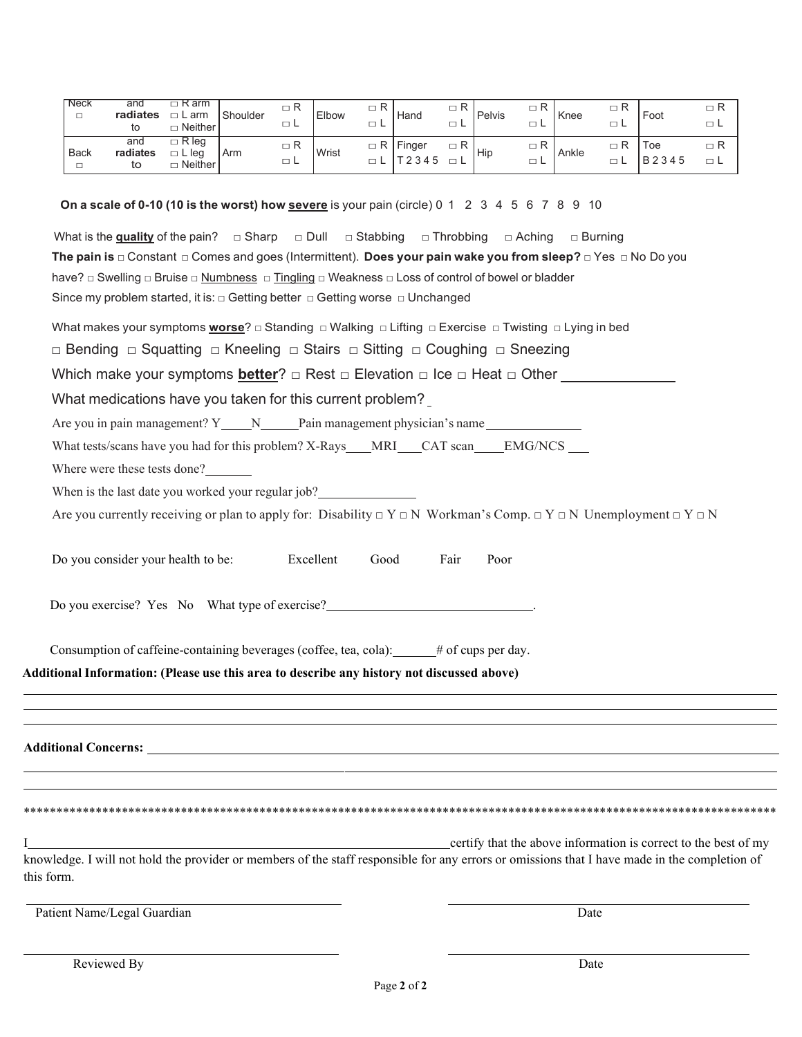| | | | | | | | | | | | | | | | |
|---|---|---|---|---|---|---|---|---|---|---|---|---|---|---|---|
| Neck □ | and **radiates** to | □ R arm □ L arm □ Neither | Shoulder | □ R □ L | Elbow | □ R □ L | Hand | □ R □ L | Pelvis | □ R □ L | Knee | □ R □ L | Foot | □ R □ L |
| Back □ | and **radiates** to | □ R leg □ L leg □ Neither | Arm | □ R □ L | Wrist | □ R □ L | Finger T 2 3 4 5 | □ R □ L | Hip | □ R □ L | Ankle | □ R □ L | Toe B 2 3 4 5 | □ R □ L |

**On a scale of 0-10 (10 is the worst) how severe** is your pain (circle) 0 1 2 3 4 5 6 7 8 9 10

What is the **quality** of the pain? □ Sharp □ Dull □ Stabbing □ Throbbing □ Aching □ Burning

**The pain is** □ Constant □ Comes and goes (Intermittent). **Does your pain wake you from sleep?** □ Yes □ No Do you have? □ Swelling □ Bruise □ Numbness □ Tingling □ Weakness □ Loss of control of bowel or bladder

Since my problem started, it is: □ Getting better □ Getting worse □ Unchanged

What makes your symptoms **worse**? □ Standing □ Walking □ Lifting □ Exercise □ Twisting □ Lying in bed

□ Bending □ Squatting □ Kneeling □ Stairs □ Sitting □ Coughing □ Sneezing

Which make your symptoms **better**? □ Rest □ Elevation □ Ice □ Heat □ Other ____________

What medications have you taken for this current problem? _

Are you in pain management? Y_____N______Pain management physician's name______________

What tests/scans have you had for this problem? X-Rays____MRI____CAT scan_____EMG/NCS ___

Where were these tests done?_______

When is the last date you worked your regular job?______________

Are you currently receiving or plan to apply for: Disability □ Y □ N Workman's Comp. □ Y □ N Unemployment □ Y □ N

Do you consider your health to be: Excellent Good Fair Poor

Do you exercise? Yes No What type of exercise?______________________________.

Consumption of caffeine-containing beverages (coffee, tea, cola):______# of cups per day.

**Additional Information: (Please use this area to describe any history not discussed above)**

______________________________________________________________________

______________________________________________________________________

______________________________________________________________________

**Additional Concerns:** ______________________________________________________

______________________________________________________________________

______________________________________________________________________

*********************************************************************************************************************

I_______________________________________________certify that the above information is correct to the best of my knowledge. I will not hold the provider or members of the staff responsible for any errors or omissions that I have made in the completion of this form.

______________________________ ______________________________

Patient Name/Legal Guardian Date

______________________________ ______________________________

Reviewed By Date